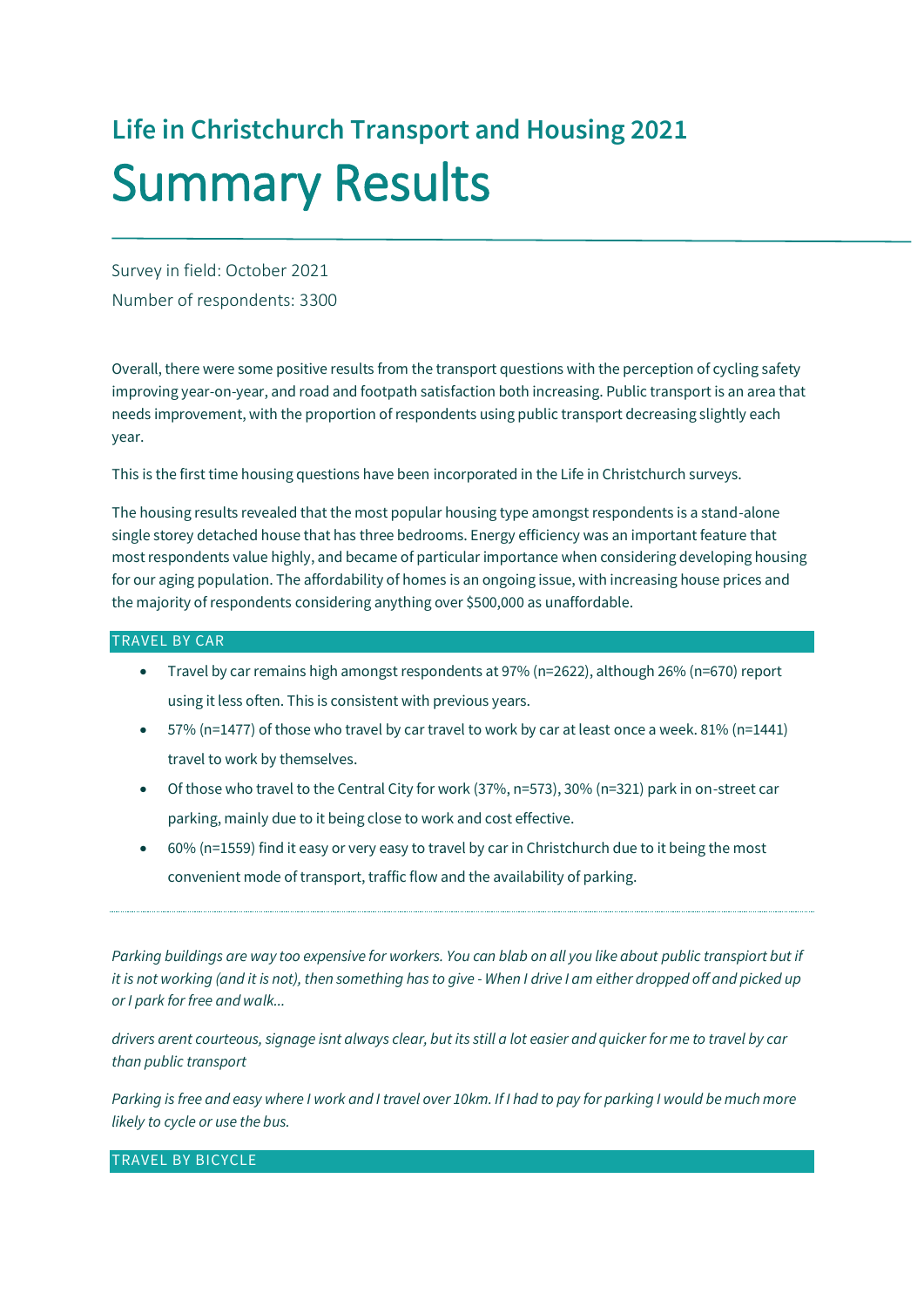## Life in Christchurch Transport and Housing 2021

# Summary Results

Survey in field: October 2021

Number of respondents: 3300

Overall, there were some positive results from the transport questions with the perception of cycling safety improving year-on-year, and road and footpath satisfaction both increasing. Public transport is an area that needs improvement, with the proportion of respondents using public transport decreasing slightly each year.

This is the first time housing questions have been incorporated in the Life in Christchurch surveys.

The housing results revealed that the most popular housing type amongst respondents is a stand-alone single storey detached house that has three bedrooms. Energy efficiency was an important feature that most respondents value highly, and became of particular importance when considering developing housing for our aging population. The affordability of homes is an ongoing issue, with increasing house prices and the majority of respondents considering anything over $500,000 as unaffordable.

### TRAVEL BY CAR

- Travel by car remains high amongst respondents at 97% (n=2622), although 26% (n=670) report using it less often. This is consistent with previous years.
- 57% (n=1477) of those who travel by car travel to work by car at least once a week. 81% (n=1441) travel to work by themselves.
- Of those who travel to the Central City for work (37%, n=573), 30% (n=321) park in on-street car parking, mainly due to it being close to work and cost effective.
- 60% (n=1559) find it easy or very easy to travel by car in Christchurch due to it being the most convenient mode of transport, traffic flow and the availability of parking.

---

*Parking buildings are way too expensive for workers. You can blab on all you like about public transpiort but if it is not working (and it is not), then something has to give - When I drive I am either dropped off and picked up or I park for free and walk...*

*drivers arent courteous, signage isnt always clear, but its still a lot easier and quicker for me to travel by car than public transport*

*Parking is free and easy where I work and I travel over 10km. If I had to pay for parking I would be much more likely to cycle or use the bus.*

### TRAVEL BY BICYCLE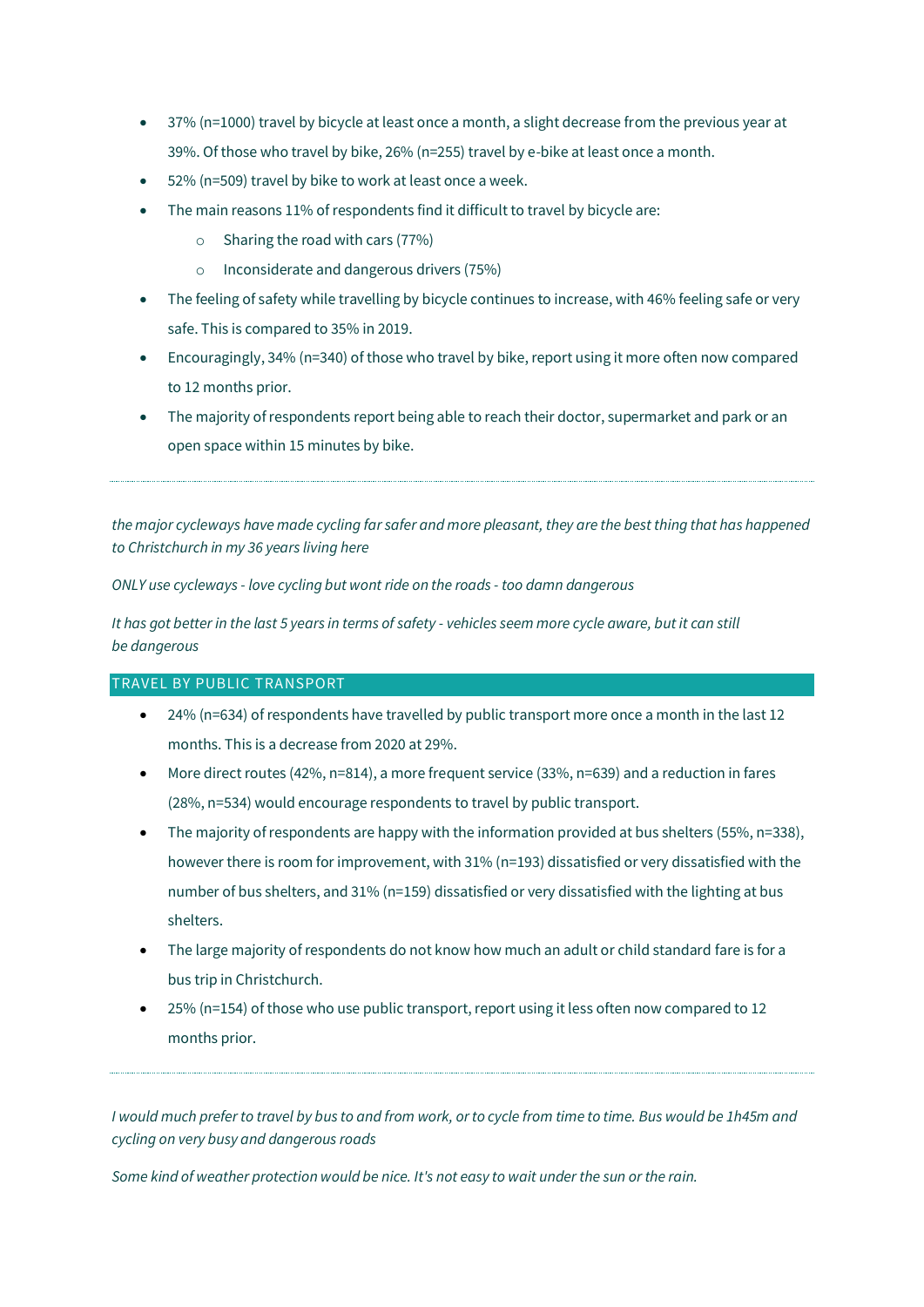- 37% (n=1000) travel by bicycle at least once a month, a slight decrease from the previous year at 39%. Of those who travel by bike, 26% (n=255) travel by e-bike at least once a month.
- 52% (n=509) travel by bike to work at least once a week.
- The main reasons 11% of respondents find it difficult to travel by bicycle are:
  - Sharing the road with cars (77%)
  - Inconsiderate and dangerous drivers (75%)
- The feeling of safety while travelling by bicycle continues to increase, with 46% feeling safe or very safe. This is compared to 35% in 2019.
- Encouragingly, 34% (n=340) of those who travel by bike, report using it more often now compared to 12 months prior.
- The majority of respondents report being able to reach their doctor, supermarket and park or an open space within 15 minutes by bike.

---

*the major cycleways have made cycling far safer and more pleasant, they are the best thing that has happened to Christchurch in my 36 years living here*

*ONLY use cycleways - love cycling but wont ride on the roads - too damn dangerous*

*It has got better in the last 5 years in terms of safety - vehicles seem more cycle aware, but it can still be dangerous*

## TRAVEL BY PUBLIC TRANSPORT

- 24% (n=634) of respondents have travelled by public transport more once a month in the last 12 months. This is a decrease from 2020 at 29%.
- More direct routes (42%, n=814), a more frequent service (33%, n=639) and a reduction in fares (28%, n=534) would encourage respondents to travel by public transport.
- The majority of respondents are happy with the information provided at bus shelters (55%, n=338), however there is room for improvement, with 31% (n=193) dissatisfied or very dissatisfied with the number of bus shelters, and 31% (n=159) dissatisfied or very dissatisfied with the lighting at bus shelters.
- The large majority of respondents do not know how much an adult or child standard fare is for a bus trip in Christchurch.
- 25% (n=154) of those who use public transport, report using it less often now compared to 12 months prior.

---

*I would much prefer to travel by bus to and from work, or to cycle from time to time. Bus would be 1h45m and cycling on very busy and dangerous roads*

*Some kind of weather protection would be nice. It's not easy to wait under the sun or the rain.*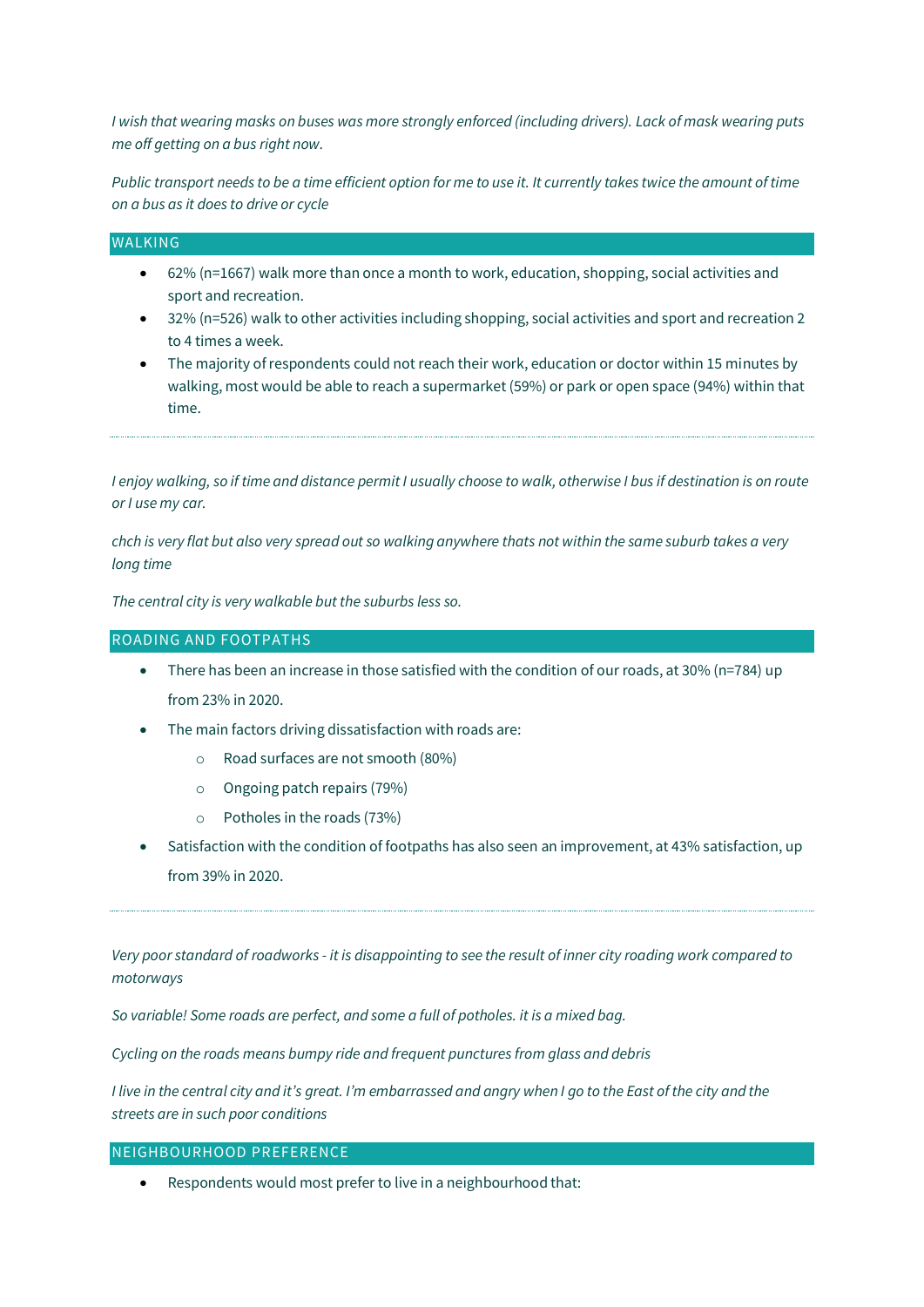*I wish that wearing masks on buses was more strongly enforced (including drivers). Lack of mask wearing puts me off getting on a bus right now.*

*Public transport needs to be a time efficient option for me to use it. It currently takes twice the amount of time on a bus as it does to drive or cycle*

## WALKING

- 62% (n=1667) walk more than once a month to work, education, shopping, social activities and sport and recreation.
- 32% (n=526) walk to other activities including shopping, social activities and sport and recreation 2 to 4 times a week.
- The majority of respondents could not reach their work, education or doctor within 15 minutes by walking, most would be able to reach a supermarket (59%) or park or open space (94%) within that time.

---

*I enjoy walking, so if time and distance permit I usually choose to walk, otherwise I bus if destination is on route or I use my car.*

*chch is very flat but also very spread out so walking anywhere thats not within the same suburb takes a very long time*

*The central city is very walkable but the suburbs less so.*

## ROADING AND FOOTPATHS

- There has been an increase in those satisfied with the condition of our roads, at 30% (n=784) up from 23% in 2020.
- The main factors driving dissatisfaction with roads are:
  - Road surfaces are not smooth (80%)
  - Ongoing patch repairs (79%)
  - Potholes in the roads (73%)
- Satisfaction with the condition of footpaths has also seen an improvement, at 43% satisfaction, up from 39% in 2020.

---

*Very poor standard of roadworks - it is disappointing to see the result of inner city roading work compared to motorways*

*So variable! Some roads are perfect, and some a full of potholes. it is a mixed bag.*

*Cycling on the roads means bumpy ride and frequent punctures from glass and debris*

*I live in the central city and it's great. I'm embarrassed and angry when I go to the East of the city and the streets are in such poor conditions*

## NEIGHBOURHOOD PREFERENCE

- Respondents would most prefer to live in a neighbourhood that: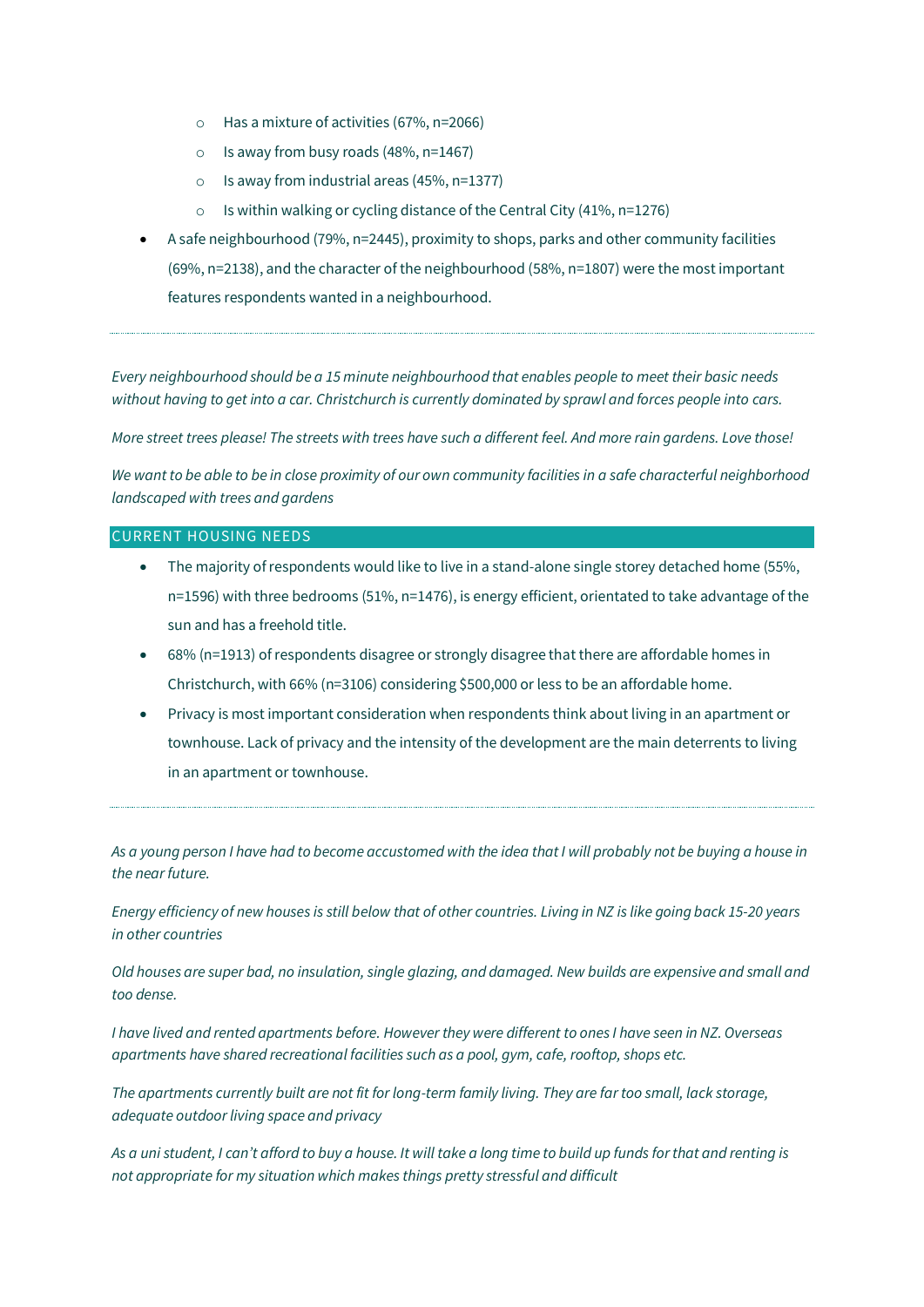- Has a mixture of activities (67%, n=2066)
  - Is away from busy roads (48%, n=1467)
  - Is away from industrial areas (45%, n=1377)
  - Is within walking or cycling distance of the Central City (41%, n=1276)
- A safe neighbourhood (79%, n=2445), proximity to shops, parks and other community facilities (69%, n=2138), and the character of the neighbourhood (58%, n=1807) were the most important features respondents wanted in a neighbourhood.

---

*Every neighbourhood should be a 15 minute neighbourhood that enables people to meet their basic needs without having to get into a car. Christchurch is currently dominated by sprawl and forces people into cars.*

*More street trees please! The streets with trees have such a different feel. And more rain gardens. Love those!*

*We want to be able to be in close proximity of our own community facilities in a safe characterful neighborhood landscaped with trees and gardens*

## CURRENT HOUSING NEEDS

- The majority of respondents would like to live in a stand-alone single storey detached home (55%, n=1596) with three bedrooms (51%, n=1476), is energy efficient, orientated to take advantage of the sun and has a freehold title.
- 68% (n=1913) of respondents disagree or strongly disagree that there are affordable homes in Christchurch, with 66% (n=3106) considering $500,000 or less to be an affordable home.
- Privacy is most important consideration when respondents think about living in an apartment or townhouse. Lack of privacy and the intensity of the development are the main deterrents to living in an apartment or townhouse.

---

*As a young person I have had to become accustomed with the idea that I will probably not be buying a house in the near future.*

*Energy efficiency of new houses is still below that of other countries. Living in NZ is like going back 15-20 years in other countries*

*Old houses are super bad, no insulation, single glazing, and damaged. New builds are expensive and small and too dense.*

*I have lived and rented apartments before. However they were different to ones I have seen in NZ. Overseas apartments have shared recreational facilities such as a pool, gym, cafe, rooftop, shops etc.*

*The apartments currently built are not fit for long-term family living. They are far too small, lack storage, adequate outdoor living space and privacy*

*As a uni student, I can't afford to buy a house. It will take a long time to build up funds for that and renting is not appropriate for my situation which makes things pretty stressful and difficult*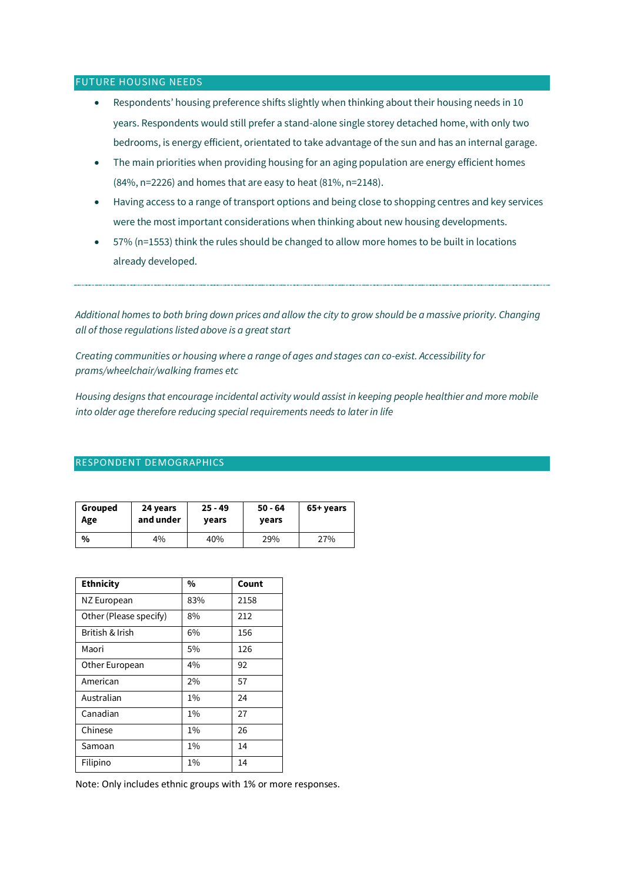## FUTURE HOUSING NEEDS

- Respondents' housing preference shifts slightly when thinking about their housing needs in 10 years. Respondents would still prefer a stand-alone single storey detached home, with only two bedrooms, is energy efficient, orientated to take advantage of the sun and has an internal garage.
- The main priorities when providing housing for an aging population are energy efficient homes (84%, n=2226) and homes that are easy to heat (81%, n=2148).
- Having access to a range of transport options and being close to shopping centres and key services were the most important considerations when thinking about new housing developments.
- 57% (n=1553) think the rules should be changed to allow more homes to be built in locations already developed.

---

*Additional homes to both bring down prices and allow the city to grow should be a massive priority. Changing all of those regulations listed above is a great start*

*Creating communities or housing where a range of ages and stages can co-exist. Accessibility for prams/wheelchair/walking frames etc*

*Housing designs that encourage incidental activity would assist in keeping people healthier and more mobile into older age therefore reducing special requirements needs to later in life*

## RESPONDENT DEMOGRAPHICS

| Grouped Age | 24 years and under | 25 - 49 years | 50 - 64 years | 65+ years |
|---|---|---|---|---|
| % | 4% | 40% | 29% | 27% |

| Ethnicity | % | Count |
|---|---|---|
| NZ European | 83% | 2158 |
| Other (Please specify) | 8% | 212 |
| British & Irish | 6% | 156 |
| Maori | 5% | 126 |
| Other European | 4% | 92 |
| American | 2% | 57 |
| Australian | 1% | 24 |
| Canadian | 1% | 27 |
| Chinese | 1% | 26 |
| Samoan | 1% | 14 |
| Filipino | 1% | 14 |

Note: Only includes ethnic groups with 1% or more responses.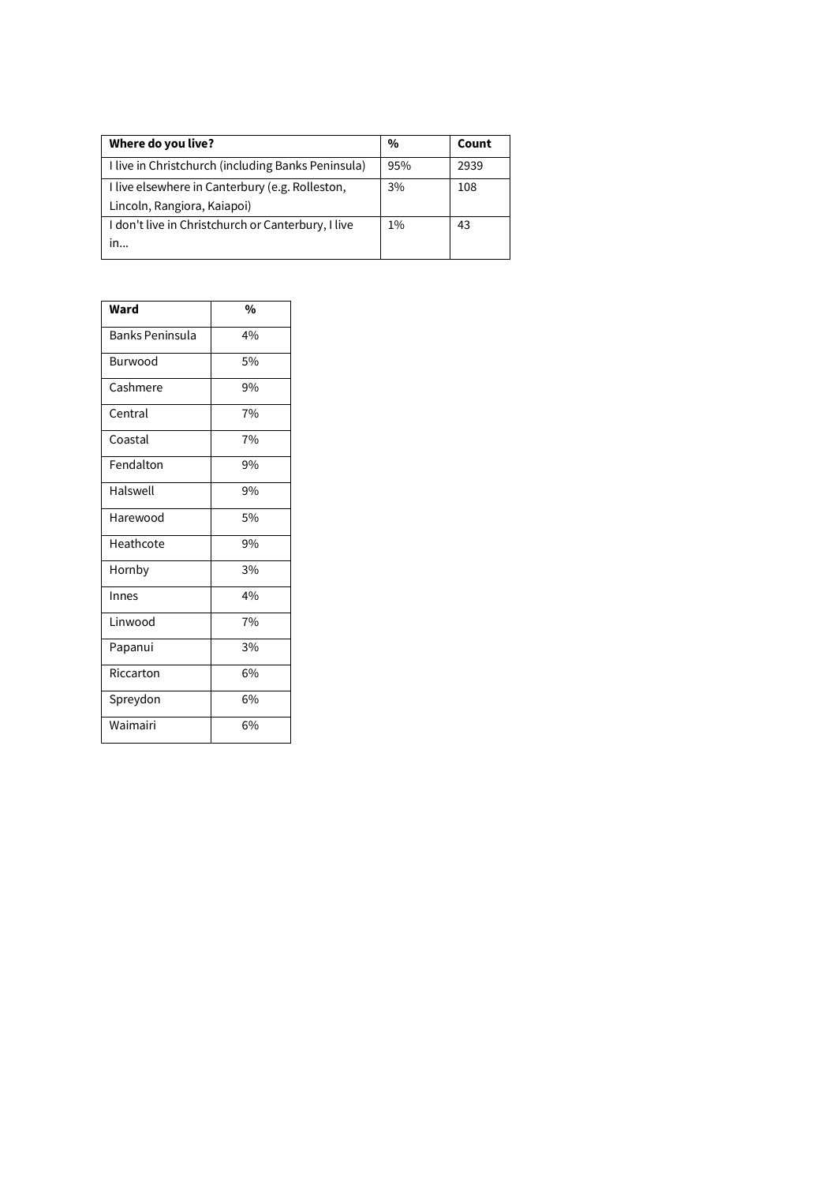| Where do you live? | % | Count |
|---|---|---|
| I live in Christchurch (including Banks Peninsula) | 95% | 2939 |
| I live elsewhere in Canterbury (e.g. Rolleston, Lincoln, Rangiora, Kaiapoi) | 3% | 108 |
| I don't live in Christchurch or Canterbury, I live in... | 1% | 43 |

| Ward | % |
|---|---|
| Banks Peninsula | 4% |
| Burwood | 5% |
| Cashmere | 9% |
| Central | 7% |
| Coastal | 7% |
| Fendalton | 9% |
| Halswell | 9% |
| Harewood | 5% |
| Heathcote | 9% |
| Hornby | 3% |
| Innes | 4% |
| Linwood | 7% |
| Papanui | 3% |
| Riccarton | 6% |
| Spreydon | 6% |
| Waimairi | 6% |